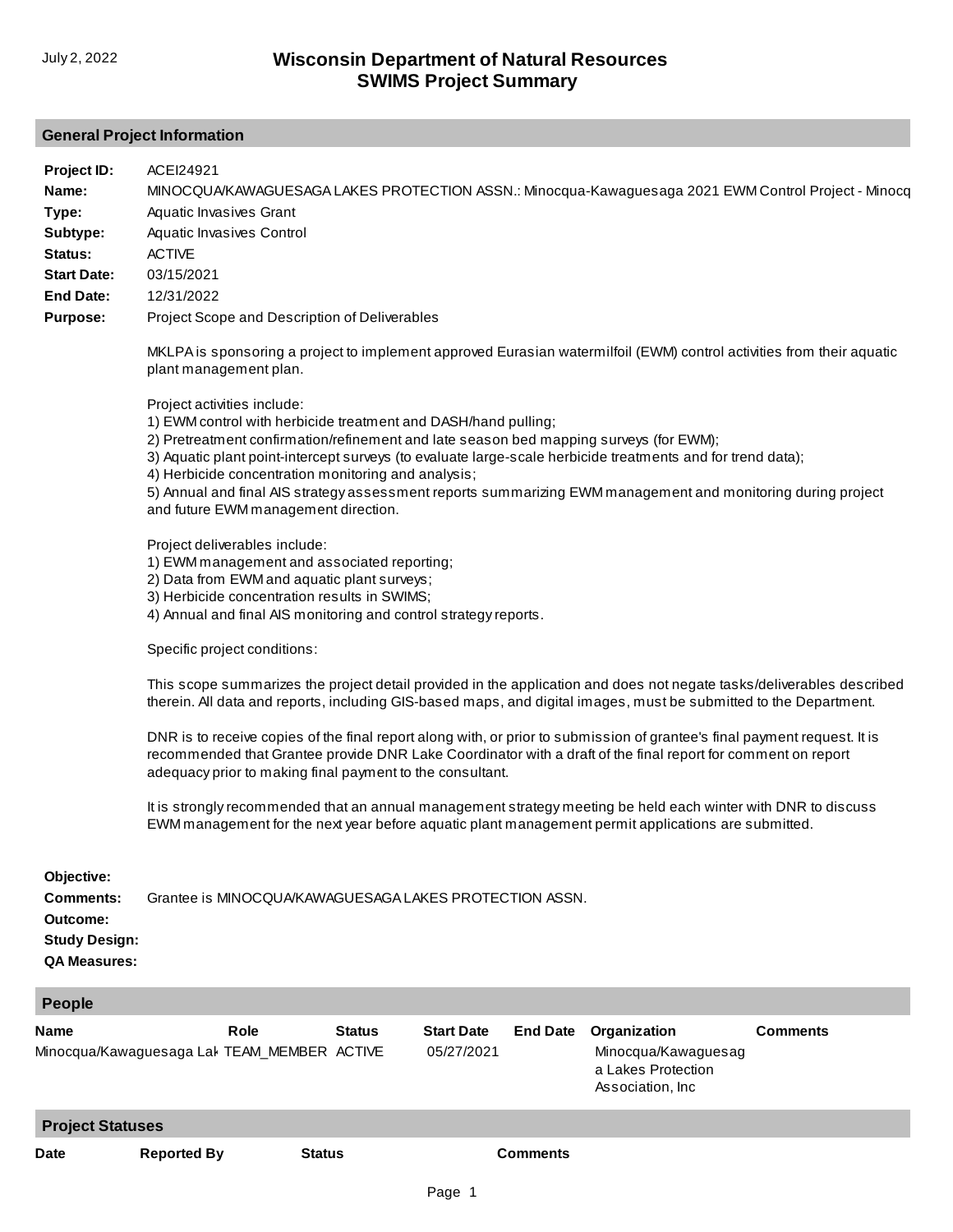July 2, 2022

# Wisconsin Department of Natural Resources
# SWIMS Project Summary

## General Project Information

**Project ID:** ACEI24921

**Name:** MINOCQUA/KAWAGUESAGA LAKES PROTECTION ASSN.: Minocqua-Kawaguesaga 2021 EWM Control Project - Minocq

**Type:** Aquatic Invasives Grant

**Subtype:** Aquatic Invasives Control

**Status:** ACTIVE

**Start Date:** 03/15/2021

**End Date:** 12/31/2022

**Purpose:** Project Scope and Description of Deliverables

MKLPA is sponsoring a project to implement approved Eurasian watermilfoil (EWM) control activities from their aquatic plant management plan.

Project activities include:
1) EWM control with herbicide treatment and DASH/hand pulling;
2) Pretreatment confirmation/refinement and late season bed mapping surveys (for EWM);
3) Aquatic plant point-intercept surveys (to evaluate large-scale herbicide treatments and for trend data);
4) Herbicide concentration monitoring and analysis;
5) Annual and final AIS strategy assessment reports summarizing EWM management and monitoring during project and future EWM management direction.

Project deliverables include:
1) EWM management and associated reporting;
2) Data from EWM and aquatic plant surveys;
3) Herbicide concentration results in SWIMS;
4) Annual and final AIS monitoring and control strategy reports.

Specific project conditions:

This scope summarizes the project detail provided in the application and does not negate tasks/deliverables described therein. All data and reports, including GIS-based maps, and digital images, must be submitted to the Department.

DNR is to receive copies of the final report along with, or prior to submission of grantee's final payment request. It is recommended that Grantee provide DNR Lake Coordinator with a draft of the final report for comment on report adequacy prior to making final payment to the consultant.

It is strongly recommended that an annual management strategy meeting be held each winter with DNR to discuss EWM management for the next year before aquatic plant management permit applications are submitted.

**Objective:**

**Comments:** Grantee is MINOCQUA/KAWAGUESAGA LAKES PROTECTION ASSN.

**Outcome:**

**Study Design:**

**QA Measures:**

## People

| Name | Role | Status | Start Date | End Date | Organization | Comments |
|---|---|---|---|---|---|---|
| Minocqua/Kawaguesaga Lak | TEAM_MEMBER | ACTIVE | 05/27/2021 | | Minocqua/Kawaguesaga Lakes Protection Association, Inc | |

## Project Statuses

| Date | Reported By | Status | Comments |
|---|---|---|---|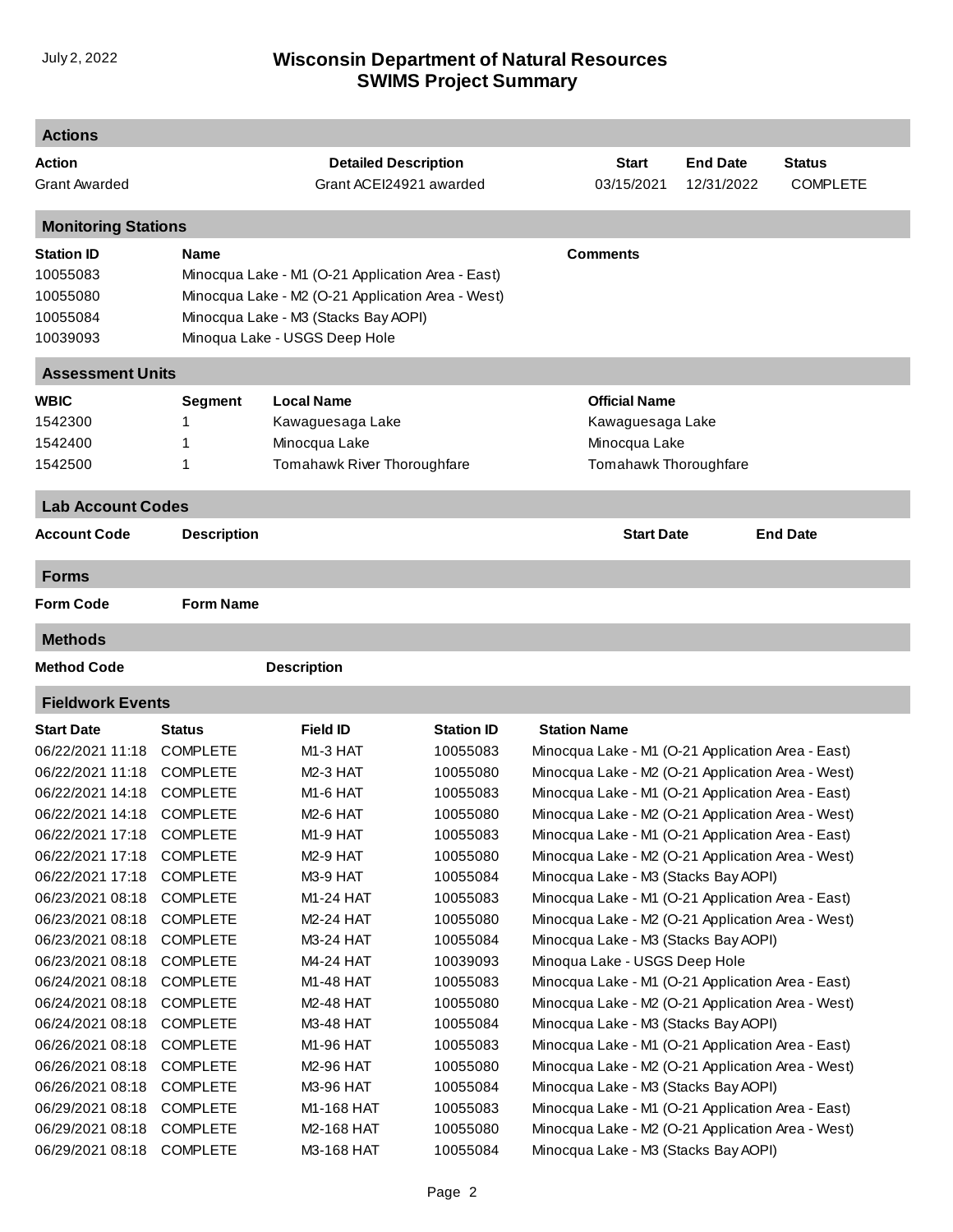# Wisconsin Department of Natural Resources
# SWIMS Project Summary

## Actions

| Action | Detailed Description | Start | End Date | Status |
|---|---|---|---|---|
| Grant Awarded | Grant ACEI24921 awarded | 03/15/2021 | 12/31/2022 | COMPLETE |

## Monitoring Stations

| Station ID | Name | Comments |
|---|---|---|
| 10055083 | Minocqua Lake - M1 (O-21 Application Area - East) | |
| 10055080 | Minocqua Lake - M2 (O-21 Application Area - West) | |
| 10055084 | Minocqua Lake - M3 (Stacks Bay AOPI) | |
| 10039093 | Minoqua Lake - USGS Deep Hole | |

## Assessment Units

| WBIC | Segment | Local Name | Official Name |
|---|---|---|---|
| 1542300 | 1 | Kawaguesaga Lake | Kawaguesaga Lake |
| 1542400 | 1 | Minocqua Lake | Minocqua Lake |
| 1542500 | 1 | Tomahawk River Thoroughfare | Tomahawk Thoroughfare |

## Lab Account Codes

| Account Code | Description | Start Date | End Date |
|---|---|---|---|

## Forms

| Form Code | Form Name |
|---|---|

## Methods

| Method Code | Description |
|---|---|

## Fieldwork Events

| Start Date | Status | Field ID | Station ID | Station Name |
|---|---|---|---|---|
| 06/22/2021 11:18 | COMPLETE | M1-3 HAT | 10055083 | Minocqua Lake - M1 (O-21 Application Area - East) |
| 06/22/2021 11:18 | COMPLETE | M2-3 HAT | 10055080 | Minocqua Lake - M2 (O-21 Application Area - West) |
| 06/22/2021 14:18 | COMPLETE | M1-6 HAT | 10055083 | Minocqua Lake - M1 (O-21 Application Area - East) |
| 06/22/2021 14:18 | COMPLETE | M2-6 HAT | 10055080 | Minocqua Lake - M2 (O-21 Application Area - West) |
| 06/22/2021 17:18 | COMPLETE | M1-9 HAT | 10055083 | Minocqua Lake - M1 (O-21 Application Area - East) |
| 06/22/2021 17:18 | COMPLETE | M2-9 HAT | 10055080 | Minocqua Lake - M2 (O-21 Application Area - West) |
| 06/22/2021 17:18 | COMPLETE | M3-9 HAT | 10055084 | Minocqua Lake - M3 (Stacks Bay AOPI) |
| 06/23/2021 08:18 | COMPLETE | M1-24 HAT | 10055083 | Minocqua Lake - M1 (O-21 Application Area - East) |
| 06/23/2021 08:18 | COMPLETE | M2-24 HAT | 10055080 | Minocqua Lake - M2 (O-21 Application Area - West) |
| 06/23/2021 08:18 | COMPLETE | M3-24 HAT | 10055084 | Minocqua Lake - M3 (Stacks Bay AOPI) |
| 06/23/2021 08:18 | COMPLETE | M4-24 HAT | 10039093 | Minoqua Lake - USGS Deep Hole |
| 06/24/2021 08:18 | COMPLETE | M1-48 HAT | 10055083 | Minocqua Lake - M1 (O-21 Application Area - East) |
| 06/24/2021 08:18 | COMPLETE | M2-48 HAT | 10055080 | Minocqua Lake - M2 (O-21 Application Area - West) |
| 06/24/2021 08:18 | COMPLETE | M3-48 HAT | 10055084 | Minocqua Lake - M3 (Stacks Bay AOPI) |
| 06/26/2021 08:18 | COMPLETE | M1-96 HAT | 10055083 | Minocqua Lake - M1 (O-21 Application Area - East) |
| 06/26/2021 08:18 | COMPLETE | M2-96 HAT | 10055080 | Minocqua Lake - M2 (O-21 Application Area - West) |
| 06/26/2021 08:18 | COMPLETE | M3-96 HAT | 10055084 | Minocqua Lake - M3 (Stacks Bay AOPI) |
| 06/29/2021 08:18 | COMPLETE | M1-168 HAT | 10055083 | Minocqua Lake - M1 (O-21 Application Area - East) |
| 06/29/2021 08:18 | COMPLETE | M2-168 HAT | 10055080 | Minocqua Lake - M2 (O-21 Application Area - West) |
| 06/29/2021 08:18 | COMPLETE | M3-168 HAT | 10055084 | Minocqua Lake - M3 (Stacks Bay AOPI) |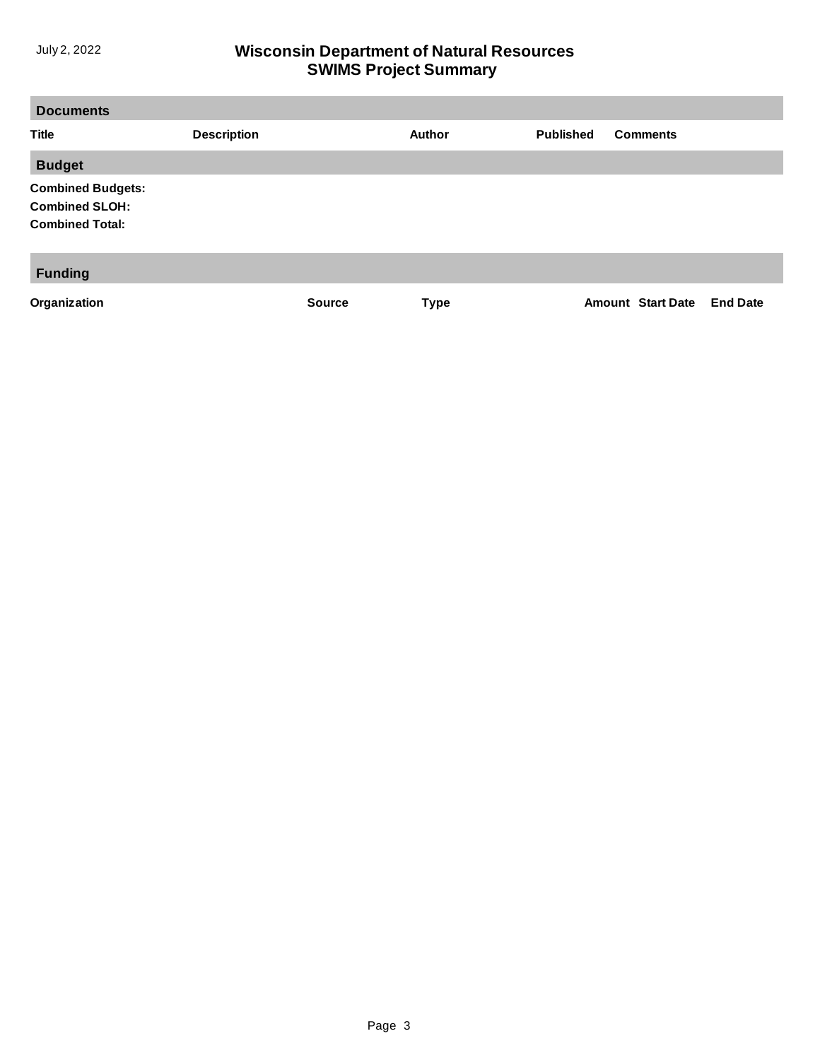## Documents

| Title | Description | Author | Published | Comments |
|---|---|---|---|---|

## Budget

**Combined Budgets:**
**Combined SLOH:**
**Combined Total:**

## Funding

| Organization | Source | Type | Amount | Start Date | End Date |
|---|---|---|---|---|---|